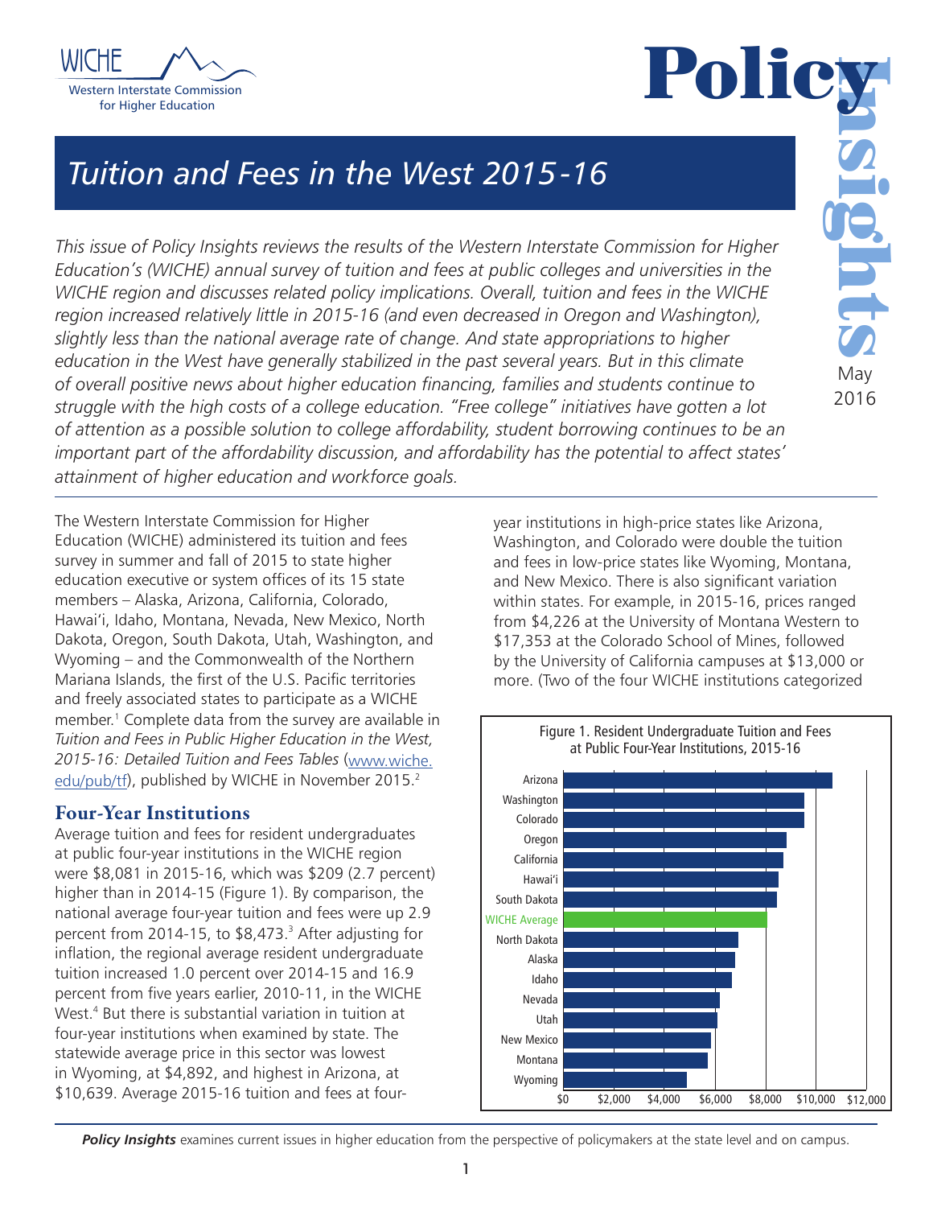# Tuition and Fees in the West 2015-16

*This issue of Policy Insights reviews the results of the Western Interstate Commission for Higher Education's (WICHE) annual survey of tuition and fees at public colleges and universities in the WICHE region and discusses related policy implications. Overall, tuition and fees in the WICHE region increased relatively little in 2015-16 (and even decreased in Oregon and Washington), slightly less than the national average rate of change. And state appropriations to higher education in the West have generally stabilized in the past several years. But in this climate of overall positive news about higher education financing, families and students continue to struggle with the high costs of a college education. "Free college" initiatives have gotten a lot of attention as a possible solution to college affordability, student borrowing continues to be an important part of the affordability discussion, and affordability has the potential to affect states' attainment of higher education and workforce goals.*

The Western Interstate Commission for Higher Education (WICHE) administered its tuition and fees survey in summer and fall of 2015 to state higher education executive or system offices of its 15 state members – Alaska, Arizona, California, Colorado, Hawai'i, Idaho, Montana, Nevada, New Mexico, North Dakota, Oregon, South Dakota, Utah, Washington, and Wyoming – and the Commonwealth of the Northern Mariana Islands, the first of the U.S. Pacific territories and freely associated states to participate as a WICHE member.[1] Complete data from the survey are available in *Tuition and Fees in Public Higher Education in the West, 2015-16: Detailed Tuition and Fees Tables* (www.wiche.edu/pub/tf), published by WICHE in November 2015.[2]

## Four-Year Institutions

Average tuition and fees for resident undergraduates at public four-year institutions in the WICHE region were $8,081 in 2015-16, which was $209 (2.7 percent) higher than in 2014-15 (Figure 1). By comparison, the national average four-year tuition and fees were up 2.9 percent from 2014-15, to $8,473.[3] After adjusting for inflation, the regional average resident undergraduate tuition increased 1.0 percent over 2014-15 and 16.9 percent from five years earlier, 2010-11, in the WICHE West.[4] But there is substantial variation in tuition at four-year institutions when examined by state. The statewide average price in this sector was lowest in Wyoming, at $4,892, and highest in Arizona, at $10,639. Average 2015-16 tuition and fees at four-year institutions in high-price states like Arizona, Washington, and Colorado were double the tuition and fees in low-price states like Wyoming, Montana, and New Mexico. There is also significant variation within states. For example, in 2015-16, prices ranged from $4,226 at the University of Montana Western to $17,353 at the Colorado School of Mines, followed by the University of California campuses at $13,000 or more. (Two of the four WICHE institutions categorized

Figure 1. Resident Undergraduate Tuition and Fees at Public Four-Year Institutions, 2015-16

*Policy Insights* examines current issues in higher education from the perspective of policymakers at the state level and on campus.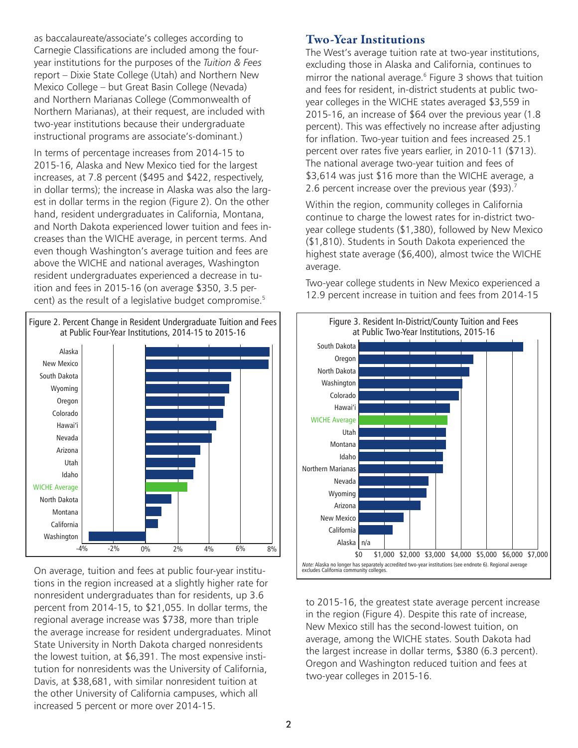as baccalaureate/associate's colleges according to Carnegie Classifications are included among the four-year institutions for the purposes of the *Tuition & Fees* report – Dixie State College (Utah) and Northern New Mexico College – but Great Basin College (Nevada) and Northern Marianas College (Commonwealth of Northern Marianas), at their request, are included with two-year institutions because their undergraduate instructional programs are associate's-dominant.)

In terms of percentage increases from 2014-15 to 2015-16, Alaska and New Mexico tied for the largest increases, at 7.8 percent ($495 and $422, respectively, in dollar terms); the increase in Alaska was also the largest in dollar terms in the region (Figure 2). On the other hand, resident undergraduates in California, Montana, and North Dakota experienced lower tuition and fees increases than the WICHE average, in percent terms. And even though Washington's average tuition and fees are above the WICHE and national averages, Washington resident undergraduates experienced a decrease in tuition and fees in 2015-16 (on average $350, 3.5 percent) as the result of a legislative budget compromise.[5]

Figure 2. Percent Change in Resident Undergraduate Tuition and Fees at Public Four-Year Institutions, 2014-15 to 2015-16

On average, tuition and fees at public four-year institutions in the region increased at a slightly higher rate for nonresident undergraduates than for residents, up 3.6 percent from 2014-15, to $21,055. In dollar terms, the regional average increase was $738, more than triple the average increase for resident undergraduates. Minot State University in North Dakota charged nonresidents the lowest tuition, at $6,391. The most expensive institution for nonresidents was the University of California, Davis, at $38,681, with similar nonresident tuition at the other University of California campuses, which all increased 5 percent or more over 2014-15.

## Two-Year Institutions

The West's average tuition rate at two-year institutions, excluding those in Alaska and California, continues to mirror the national average.[6] Figure 3 shows that tuition and fees for resident, in-district students at public two-year colleges in the WICHE states averaged $3,559 in 2015-16, an increase of $64 over the previous year (1.8 percent). This was effectively no increase after adjusting for inflation. Two-year tuition and fees increased 25.1 percent over rates five years earlier, in 2010-11 ($713). The national average two-year tuition and fees of $3,614 was just $16 more than the WICHE average, a 2.6 percent increase over the previous year ($93).[7]

Within the region, community colleges in California continue to charge the lowest rates for in-district two-year college students ($1,380), followed by New Mexico ($1,810). Students in South Dakota experienced the highest state average ($6,400), almost twice the WICHE average.

Two-year college students in New Mexico experienced a 12.9 percent increase in tuition and fees from 2014-15 to 2015-16, the greatest state average percent increase in the region (Figure 4). Despite this rate of increase, New Mexico still has the second-lowest tuition, on average, among the WICHE states. South Dakota had the largest increase in dollar terms, $380 (6.3 percent). Oregon and Washington reduced tuition and fees at two-year colleges in 2015-16.

Figure 3. Resident In-District/County Tuition and Fees at Public Two-Year Institutions, 2015-16

*Note:* Alaska no longer has separately accredited two-year institutions (see endnote 6). Regional average excludes California community colleges.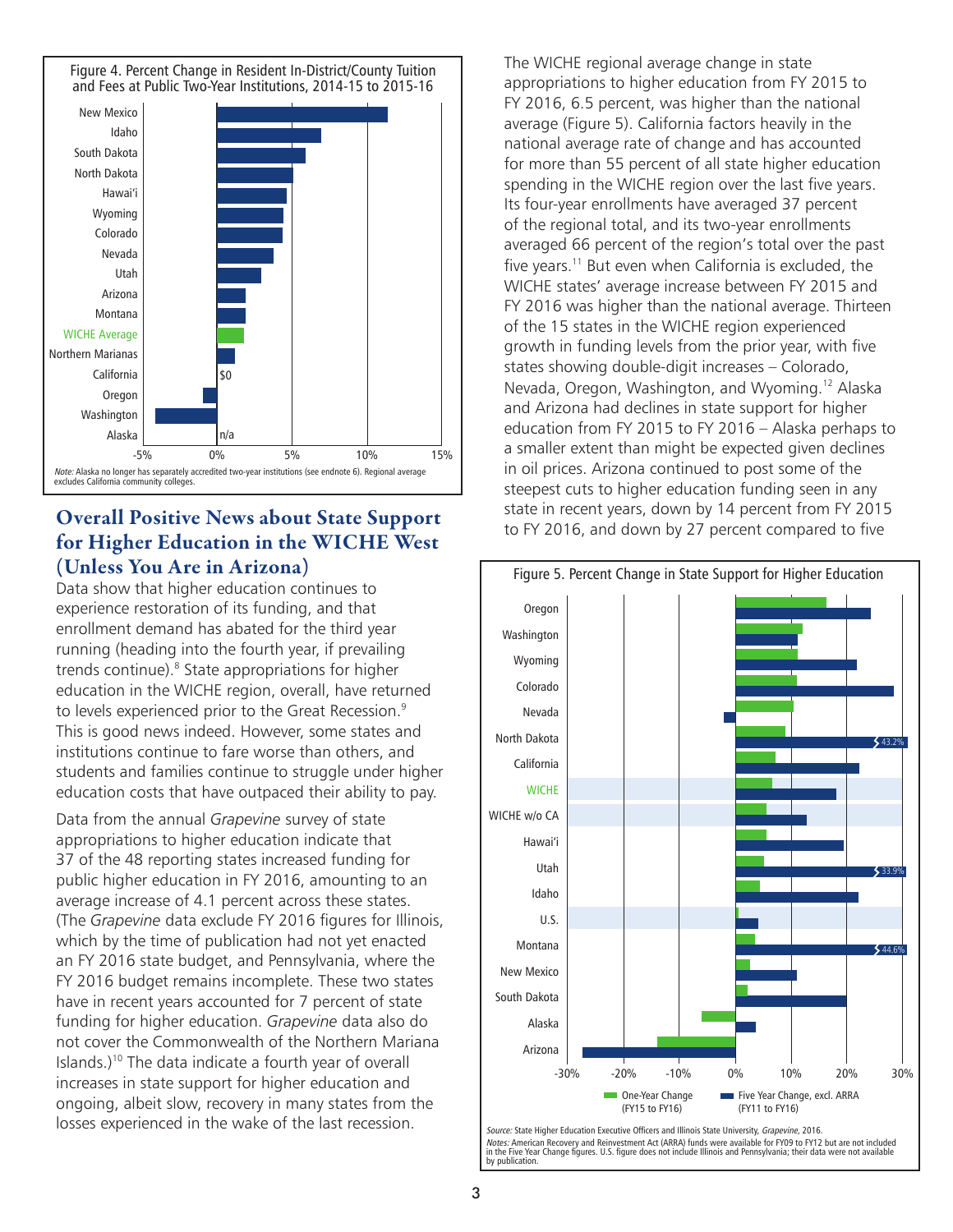Figure 4. Percent Change in Resident In-District/County Tuition and Fees at Public Two-Year Institutions, 2014-15 to 2015-16

*Note:* Alaska no longer has separately accredited two-year institutions (see endnote 6). Regional average excludes California community colleges.

## Overall Positive News about State Support for Higher Education in the WICHE West (Unless You Are in Arizona)

Data show that higher education continues to experience restoration of its funding, and that enrollment demand has abated for the third year running (heading into the fourth year, if prevailing trends continue).[8] State appropriations for higher education in the WICHE region, overall, have returned to levels experienced prior to the Great Recession.[9] This is good news indeed. However, some states and institutions continue to fare worse than others, and students and families continue to struggle under higher education costs that have outpaced their ability to pay.

Data from the annual *Grapevine* survey of state appropriations to higher education indicate that 37 of the 48 reporting states increased funding for public higher education in FY 2016, amounting to an average increase of 4.1 percent across these states. (The *Grapevine* data exclude FY 2016 figures for Illinois, which by the time of publication had not yet enacted an FY 2016 state budget, and Pennsylvania, where the FY 2016 budget remains incomplete. These two states have in recent years accounted for 7 percent of state funding for higher education. *Grapevine* data also do not cover the Commonwealth of the Northern Mariana Islands.)[10] The data indicate a fourth year of overall increases in state support for higher education and ongoing, albeit slow, recovery in many states from the losses experienced in the wake of the last recession.

The WICHE regional average change in state appropriations to higher education from FY 2015 to FY 2016, 6.5 percent, was higher than the national average (Figure 5). California factors heavily in the national average rate of change and has accounted for more than 55 percent of all state higher education spending in the WICHE region over the last five years. Its four-year enrollments have averaged 37 percent of the regional total, and its two-year enrollments averaged 66 percent of the region's total over the past five years.[11] But even when California is excluded, the WICHE states' average increase between FY 2015 and FY 2016 was higher than the national average. Thirteen of the 15 states in the WICHE region experienced growth in funding levels from the prior year, with five states showing double-digit increases – Colorado, Nevada, Oregon, Washington, and Wyoming.[12] Alaska and Arizona had declines in state support for higher education from FY 2015 to FY 2016 – Alaska perhaps to a smaller extent than might be expected given declines in oil prices. Arizona continued to post some of the steepest cuts to higher education funding seen in any state in recent years, down by 14 percent from FY 2015 to FY 2016, and down by 27 percent compared to five

Figure 5. Percent Change in State Support for Higher Education

*Source:* State Higher Education Executive Officers and Illinois State University, *Grapevine*, 2016.
*Notes:* American Recovery and Reinvestment Act (ARRA) funds were available for FY09 to FY12 but are not included in the Five Year Change figures. U.S. figure does not include Illinois and Pennsylvania; their data were not available by publication.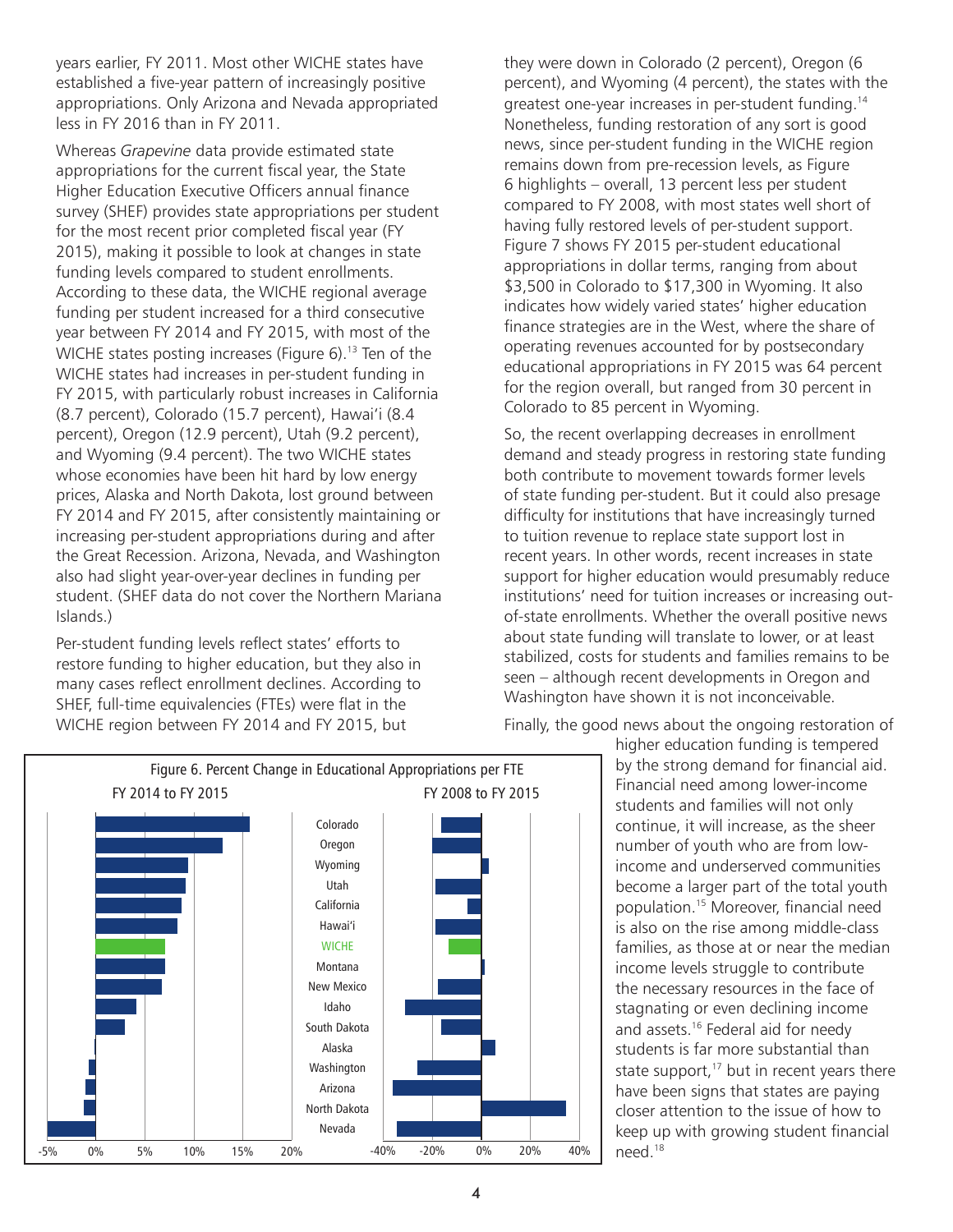years earlier, FY 2011. Most other WICHE states have established a five-year pattern of increasingly positive appropriations. Only Arizona and Nevada appropriated less in FY 2016 than in FY 2011.

Whereas *Grapevine* data provide estimated state appropriations for the current fiscal year, the State Higher Education Executive Officers annual finance survey (SHEF) provides state appropriations per student for the most recent prior completed fiscal year (FY 2015), making it possible to look at changes in state funding levels compared to student enrollments. According to these data, the WICHE regional average funding per student increased for a third consecutive year between FY 2014 and FY 2015, with most of the WICHE states posting increases (Figure 6).[13] Ten of the WICHE states had increases in per-student funding in FY 2015, with particularly robust increases in California (8.7 percent), Colorado (15.7 percent), Hawai'i (8.4 percent), Oregon (12.9 percent), Utah (9.2 percent), and Wyoming (9.4 percent). The two WICHE states whose economies have been hit hard by low energy prices, Alaska and North Dakota, lost ground between FY 2014 and FY 2015, after consistently maintaining or increasing per-student appropriations during and after the Great Recession. Arizona, Nevada, and Washington also had slight year-over-year declines in funding per student. (SHEF data do not cover the Northern Mariana Islands.)

Per-student funding levels reflect states' efforts to restore funding to higher education, but they also in many cases reflect enrollment declines. According to SHEF, full-time equivalencies (FTEs) were flat in the WICHE region between FY 2014 and FY 2015, but they were down in Colorado (2 percent), Oregon (6 percent), and Wyoming (4 percent), the states with the greatest one-year increases in per-student funding.[14] Nonetheless, funding restoration of any sort is good news, since per-student funding in the WICHE region remains down from pre-recession levels, as Figure 6 highlights – overall, 13 percent less per student compared to FY 2008, with most states well short of having fully restored levels of per-student support. Figure 7 shows FY 2015 per-student educational appropriations in dollar terms, ranging from about $3,500 in Colorado to $17,300 in Wyoming. It also indicates how widely varied states' higher education finance strategies are in the West, where the share of operating revenues accounted for by postsecondary educational appropriations in FY 2015 was 64 percent for the region overall, but ranged from 30 percent in Colorado to 85 percent in Wyoming.

So, the recent overlapping decreases in enrollment demand and steady progress in restoring state funding both contribute to movement towards former levels of state funding per-student. But it could also presage difficulty for institutions that have increasingly turned to tuition revenue to replace state support lost in recent years. In other words, recent increases in state support for higher education would presumably reduce institutions' need for tuition increases or increasing out-of-state enrollments. Whether the overall positive news about state funding will translate to lower, or at least stabilized, costs for students and families remains to be seen – although recent developments in Oregon and Washington have shown it is not inconceivable.

Finally, the good news about the ongoing restoration of higher education funding is tempered by the strong demand for financial aid. Financial need among lower-income students and families will not only continue, it will increase, as the sheer number of youth who are from low-income and underserved communities become a larger part of the total youth population.[15] Moreover, financial need is also on the rise among middle-class families, since those at or near the median income levels struggle to contribute the necessary resources in the face of stagnating or even declining income and assets.[16] Federal aid for needy students is far more substantial than state support,[17] but in recent years there have been signs that states are paying closer attention to the issue of how to keep up with growing student financial need.[18]

Figure 6. Percent Change in Educational Appropriations per FTE

FY 2014 to FY 2015 | FY 2008 to FY 2015

States (top to bottom): Colorado, Oregon, Wyoming, Utah, California, Hawai'i, WICHE, Montana, New Mexico, Idaho, South Dakota, Alaska, Washington, Arizona, North Dakota, Nevada

FY 2014 to FY 2015 axis: -5%, 0%, 5%, 10%, 15%, 20%

FY 2008 to FY 2015 axis: -40%, -20%, 0%, 20%, 40%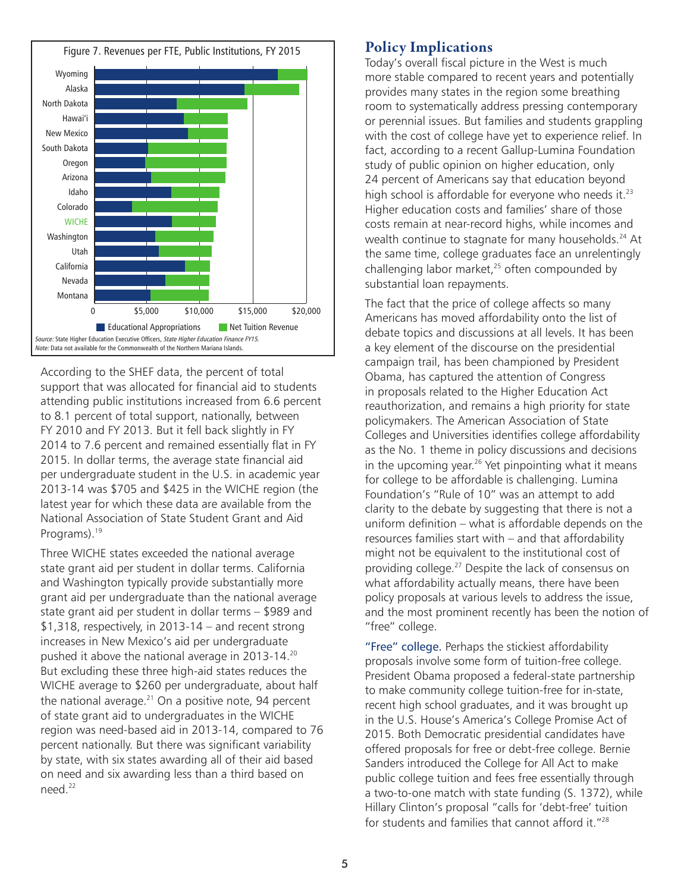Figure 7. Revenues per FTE, Public Institutions, FY 2015

| State | Educational Appropriations | Net Tuition Revenue |
|---|---|---|
| Wyoming | | |
| Alaska | | |
| North Dakota | | |
| Hawai'i | | |
| New Mexico | | |
| South Dakota | | |
| Oregon | | |
| Arizona | | |
| Idaho | | |
| Colorado | | |
| WICHE | | |
| Washington | | |
| Utah | | |
| California | | |
| Nevada | | |
| Montana | | |

*Source:* State Higher Education Executive Officers, *State Higher Education Finance FY15.*
*Note:* Data not available for the Commonwealth of the Northern Mariana Islands.

According to the SHEF data, the percent of total support that was allocated for financial aid to students attending public institutions increased from 6.6 percent to 8.1 percent of total support, nationally, between FY 2010 and FY 2013. But it fell back slightly in FY 2014 to 7.6 percent and remained essentially flat in FY 2015. In dollar terms, the average state financial aid per undergraduate student in the U.S. in academic year 2013-14 was $705 and $425 in the WICHE region (the latest year for which these data are available from the National Association of State Student Grant and Aid Programs).[19]

Three WICHE states exceeded the national average state grant aid per student in dollar terms. California and Washington typically provide substantially more grant aid per undergraduate than the national average state grant aid per student in dollar terms – $989 and $1,318, respectively, in 2013-14 – and recent strong increases in New Mexico's aid per undergraduate pushed it above the national average in 2013-14.[20] But excluding these three high-aid states reduces the WICHE average to $260 per undergraduate, about half the national average.[21] On a positive note, 94 percent of state grant aid to undergraduates in the WICHE region was need-based aid in 2013-14, compared to 76 percent nationally. But there was significant variability by state, with six states awarding all of their aid based on need and six awarding less than a third based on need.[22]

## Policy Implications

Today's overall fiscal picture in the West is much more stable compared to recent years and potentially provides many states in the region some breathing room to systematically address pressing contemporary or perennial issues. But families and students grappling with the cost of college have yet to experience relief. In fact, according to a recent Gallup-Lumina Foundation study of public opinion on higher education, only 24 percent of Americans say that education beyond high school is affordable for everyone who needs it.[23] Higher education costs and families' share of those costs remain at near-record highs, while incomes and wealth continue to stagnate for many households.[24] At the same time, college graduates face an unrelentingly challenging labor market,[25] often compounded by substantial loan repayments.

The fact that the price of college affects so many Americans has moved affordability onto the list of debate topics and discussions at all levels. It has been a key element of the discourse on the presidential campaign trail, has been championed by President Obama, has captured the attention of Congress in proposals related to the Higher Education Act reauthorization, and remains a high priority for state policymakers. The American Association of State Colleges and Universities identifies college affordability as the No. 1 theme in policy discussions and decisions in the upcoming year.[26] Yet pinpointing what it means for college to be affordable is challenging. Lumina Foundation's "Rule of 10" was an attempt to add clarity to the debate by suggesting that there is not a uniform definition – what is affordable depends on the resources families start with – and that affordability might not be equivalent to the institutional cost of providing college.[27] Despite the lack of consensus on what affordability actually means, there have been policy proposals at various levels to address the issue, and the most prominent recently has been the notion of "free" college.

"Free" college. Perhaps the stickiest affordability proposals involve some form of tuition-free college. President Obama proposed a federal-state partnership to make community college tuition-free for in-state, recent high school graduates, and it was brought up in the U.S. House's America's College Promise Act of 2015. Both Democratic presidential candidates have offered proposals for free or debt-free college. Bernie Sanders introduced the College for All Act to make public college tuition and fees free essentially through a two-to-one match with state funding (S. 1372), while Hillary Clinton's proposal "calls for 'debt-free' tuition for students and families that cannot afford it."[28]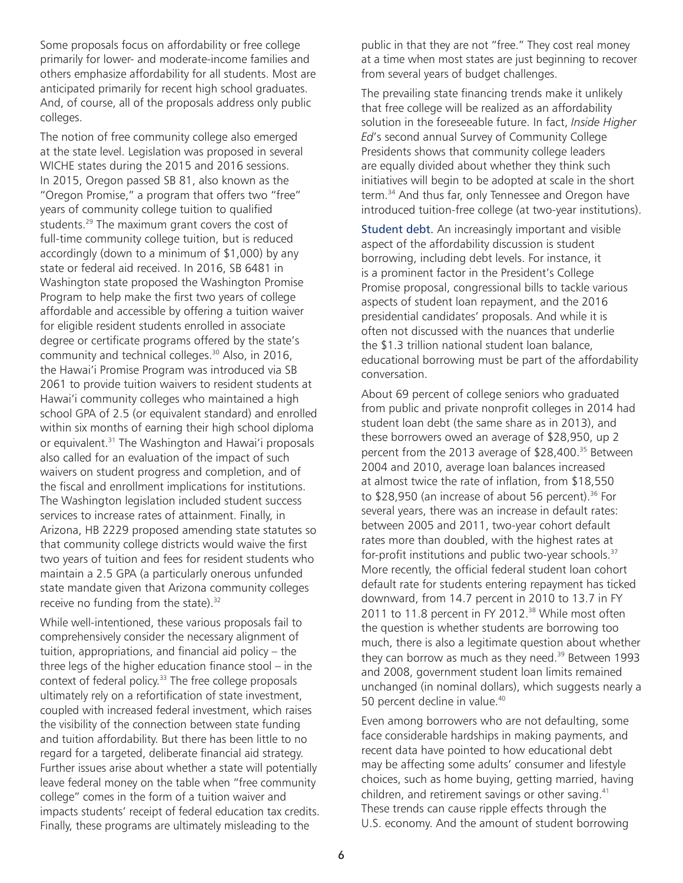Some proposals focus on affordability or free college primarily for lower- and moderate-income families and others emphasize affordability for all students. Most are anticipated primarily for recent high school graduates. And, of course, all of the proposals address only public colleges.

The notion of free community college also emerged at the state level. Legislation was proposed in several WICHE states during the 2015 and 2016 sessions. In 2015, Oregon passed SB 81, also known as the "Oregon Promise," a program that offers two "free" years of community college tuition to qualified students.[29] The maximum grant covers the cost of full-time community college tuition, but is reduced accordingly (down to a minimum of $1,000) by any state or federal aid received. In 2016, SB 6481 in Washington state proposed the Washington Promise Program to help make the first two years of college affordable and accessible by offering a tuition waiver for eligible resident students enrolled in associate degree or certificate programs offered by the state's community and technical colleges.[30] Also, in 2016, the Hawai'i Promise Program was introduced via SB 2061 to provide tuition waivers to resident students at Hawai'i community colleges who maintained a high school GPA of 2.5 (or equivalent standard) and enrolled within six months of earning their high school diploma or equivalent.[31] The Washington and Hawai'i proposals also called for an evaluation of the impact of such waivers on student progress and completion, and of the fiscal and enrollment implications for institutions. The Washington legislation included student success services to increase rates of attainment. Finally, in Arizona, HB 2229 proposed amending state statutes so that community college districts would waive the first two years of tuition and fees for resident students who maintain a 2.5 GPA (a particularly onerous unfunded state mandate given that Arizona community colleges receive no funding from the state).[32]

While well-intentioned, these various proposals fail to comprehensively consider the necessary alignment of tuition, appropriations, and financial aid policy – the three legs of the higher education finance stool – in the context of federal policy.[33] The free college proposals ultimately rely on a refortification of state investment, coupled with increased federal investment, which raises the visibility of the connection between state funding and tuition affordability. But there has been little to no regard for a targeted, deliberate financial aid strategy. Further issues arise about whether a state will potentially leave federal money on the table when "free community college" comes in the form of a tuition waiver and impacts students' receipt of federal education tax credits. Finally, these programs are ultimately misleading to the public in that they are not "free." They cost real money at a time when most states are just beginning to recover from several years of budget challenges.

The prevailing state financing trends make it unlikely that free college will be realized as an affordability solution in the foreseeable future. In fact, *Inside Higher Ed*'s second annual Survey of Community College Presidents shows that community college leaders are equally divided about whether they think such initiatives will begin to be adopted at scale in the short term.[34] And thus far, only Tennessee and Oregon have introduced tuition-free college (at two-year institutions).

**Student debt.** An increasingly important and visible aspect of the affordability discussion is student borrowing, including debt levels. For instance, it is a prominent factor in the President's College Promise proposal, congressional bills to tackle various aspects of student loan repayment, and the 2016 presidential candidates' proposals. And while it is often not discussed with the nuances that underlie the $1.3 trillion national student loan balance, educational borrowing must be part of the affordability conversation.

About 69 percent of college seniors who graduated from public and private nonprofit colleges in 2014 had student loan debt (the same share as in 2013), and these borrowers owed an average of $28,950, up 2 percent from the 2013 average of $28,400.[35] Between 2004 and 2010, average loan balances increased at almost twice the rate of inflation, from $18,550 to $28,950 (an increase of about 56 percent).[36] For several years, there was an increase in default rates: between 2005 and 2011, two-year cohort default rates more than doubled, with the highest rates at for-profit institutions and public two-year schools.[37] More recently, the official federal student loan cohort default rate for students entering repayment has ticked downward, from 14.7 percent in 2010 to 13.7 in FY 2011 to 11.8 percent in FY 2012.[38] While most often the question is whether students are borrowing too much, there is also a legitimate question about whether they can borrow as much as they need.[39] Between 1993 and 2008, government student loan limits remained unchanged (in nominal dollars), which suggests nearly a 50 percent decline in value.[40]

Even among borrowers who are not defaulting, some face considerable hardships in making payments, and recent data have pointed to how educational debt may be affecting some adults' consumer and lifestyle choices, such as home buying, getting married, having children, and retirement savings or other saving.[41] These trends can cause ripple effects through the U.S. economy. And the amount of student borrowing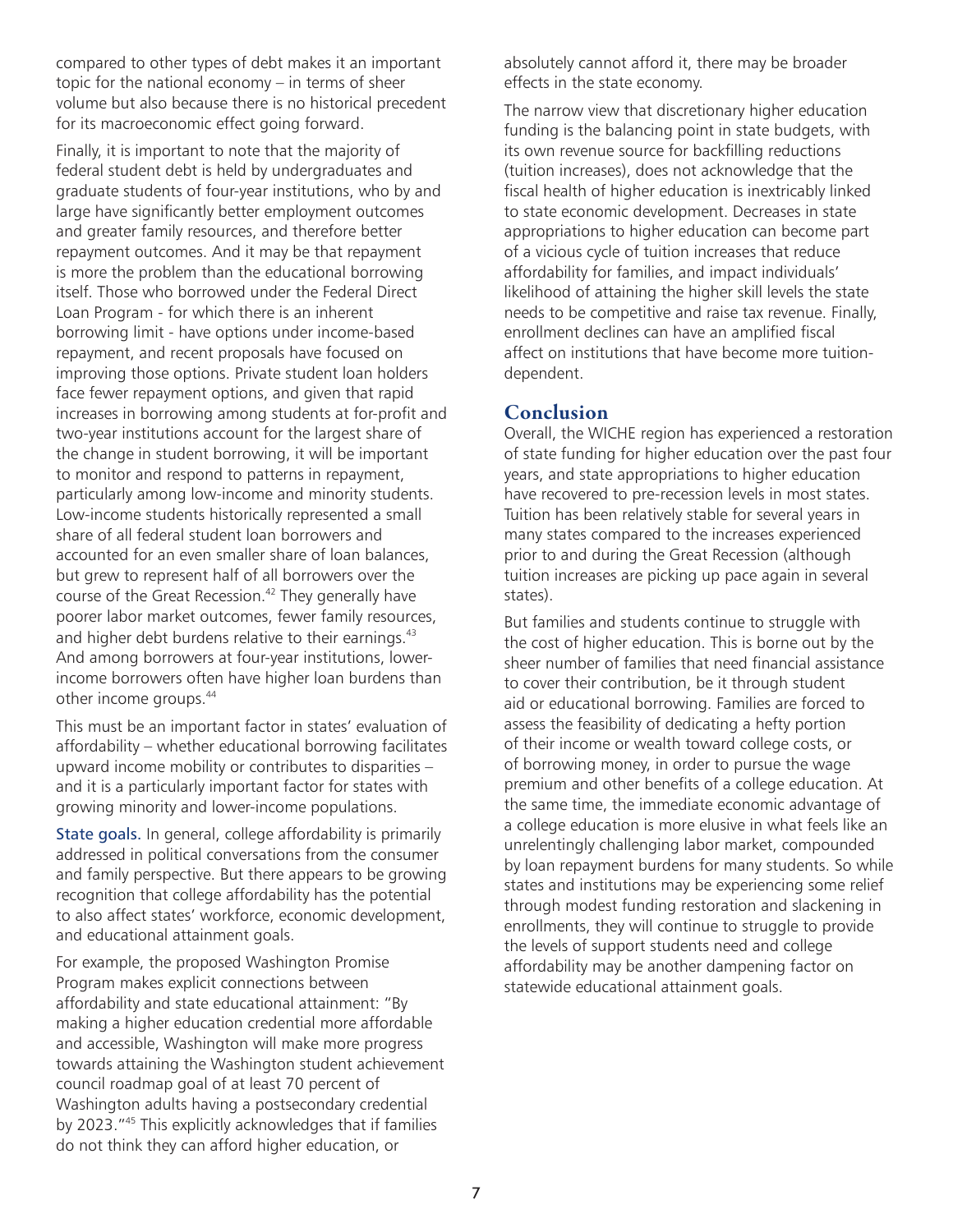compared to other types of debt makes it an important topic for the national economy – in terms of sheer volume but also because there is no historical precedent for its macroeconomic effect going forward.

Finally, it is important to note that the majority of federal student debt is held by undergraduates and graduate students of four-year institutions, who by and large have significantly better employment outcomes and greater family resources, and therefore better repayment outcomes. And it may be that repayment is more the problem than the educational borrowing itself. Those who borrowed under the Federal Direct Loan Program - for which there is an inherent borrowing limit - have options under income-based repayment, and recent proposals have focused on improving those options. Private student loan holders face fewer repayment options, and given that rapid increases in borrowing among students at for-profit and two-year institutions account for the largest share of the change in student borrowing, it will be important to monitor and respond to patterns in repayment, particularly among low-income and minority students. Low-income students historically represented a small share of all federal student loan borrowers and accounted for an even smaller share of loan balances, but grew to represent half of all borrowers over the course of the Great Recession.[42] They generally have poorer labor market outcomes, fewer family resources, and higher debt burdens relative to their earnings.[43] And among borrowers at four-year institutions, lower-income borrowers often have higher loan burdens than other income groups.[44]

This must be an important factor in states' evaluation of affordability – whether educational borrowing facilitates upward income mobility or contributes to disparities – and it is a particularly important factor for states with growing minority and lower-income populations.

State goals. In general, college affordability is primarily addressed in political conversations from the consumer and family perspective. But there appears to be growing recognition that college affordability has the potential to also affect states' workforce, economic development, and educational attainment goals.

For example, the proposed Washington Promise Program makes explicit connections between affordability and state educational attainment: "By making a higher education credential more affordable and accessible, Washington will make more progress towards attaining the Washington student achievement council roadmap goal of at least 70 percent of Washington adults having a postsecondary credential by 2023."[45] This explicitly acknowledges that if families do not think they can afford higher education, or absolutely cannot afford it, there may be broader effects in the state economy.

The narrow view that discretionary higher education funding is the balancing point in state budgets, with its own revenue source for backfilling reductions (tuition increases), does not acknowledge that the fiscal health of higher education is inextricably linked to state economic development. Decreases in state appropriations to higher education can become part of a vicious cycle of tuition increases that reduce affordability for families, and impact individuals' likelihood of attaining the higher skill levels the state needs to be competitive and raise tax revenue. Finally, enrollment declines can have an amplified fiscal affect on institutions that have become more tuition-dependent.

## Conclusion

Overall, the WICHE region has experienced a restoration of state funding for higher education over the past four years, and state appropriations to higher education have recovered to pre-recession levels in most states. Tuition has been relatively stable for several years in many states compared to the increases experienced prior to and during the Great Recession (although tuition increases are picking up pace again in several states).

But families and students continue to struggle with the cost of higher education. This is borne out by the sheer number of families that need financial assistance to cover their contribution, be it through student aid or educational borrowing. Families are forced to assess the feasibility of dedicating a hefty portion of their income or wealth toward college costs, or of borrowing money, in order to pursue the wage premium and other benefits of a college education. At the same time, the immediate economic advantage of a college education is more elusive in what feels like an unrelentingly challenging labor market, compounded by loan repayment burdens for many students. So while states and institutions may be experiencing some relief through modest funding restoration and slackening in enrollments, they will continue to struggle to provide the levels of support students need and college affordability may be another dampening factor on statewide educational attainment goals.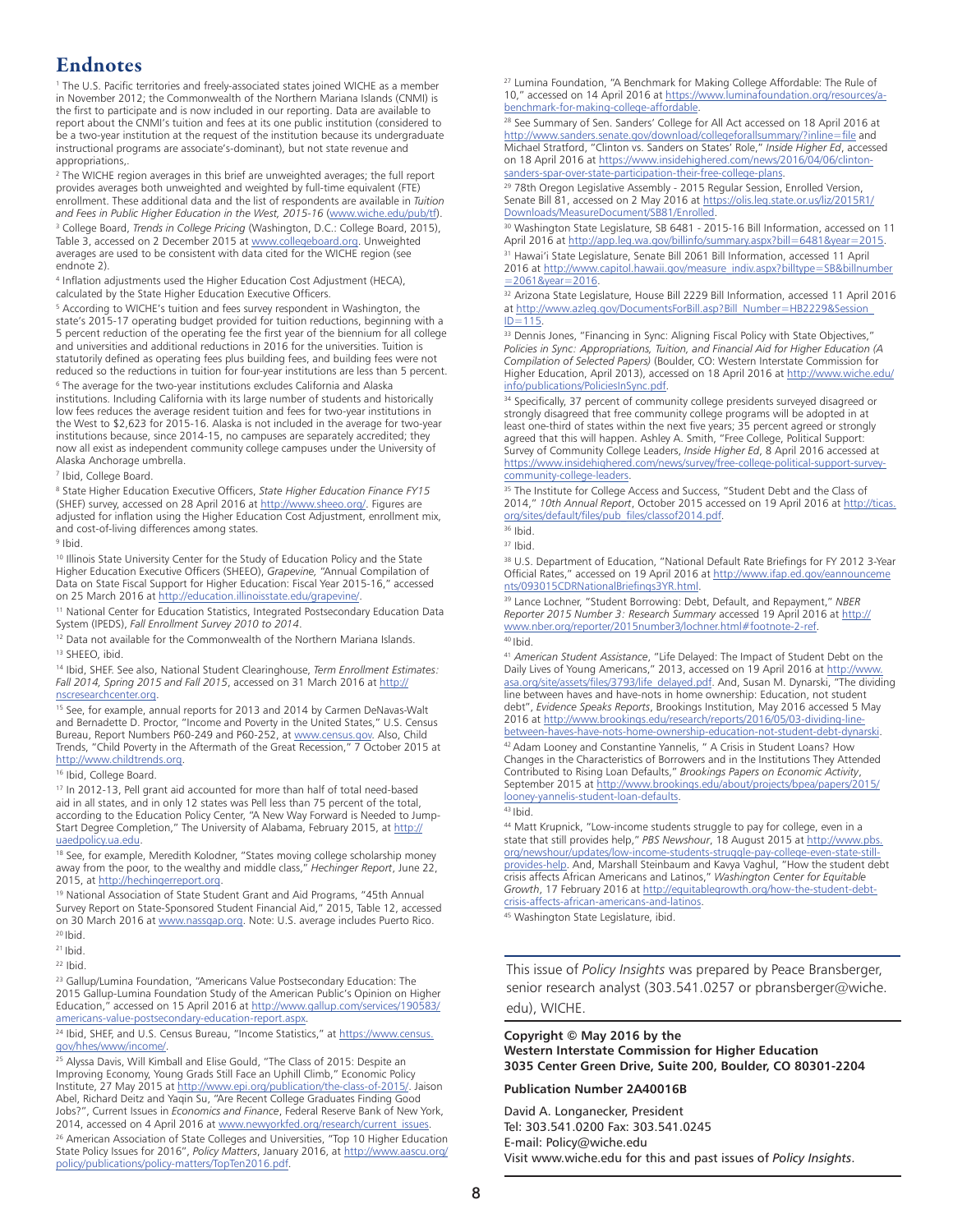# Endnotes

[1] The U.S. Pacific territories and freely-associated states joined WICHE as a member in November 2012; the Commonwealth of the Northern Mariana Islands (CNMI) is the first to participate and is now included in our reporting. Data are available to report about the CNMI's tuition and fees at its one public institution (considered to be a two-year institution at the request of the institution because its undergraduate instructional programs are associate's-dominant), but not state revenue and appropriations,.

[2] The WICHE region averages in this brief are unweighted averages; the full report provides averages both unweighted and weighted by full-time equivalent (FTE) enrollment. These additional data and the list of respondents are available in *Tuition and Fees in Public Higher Education in the West, 2015-16* (www.wiche.edu/pub/tf).

[3] College Board, *Trends in College Pricing* (Washington, D.C.: College Board, 2015), Table 3, accessed on 2 December 2015 at www.collegeboard.org. Unweighted averages are used to be consistent with data cited for the WICHE region (see endnote 2).

[4] Inflation adjustments used the Higher Education Cost Adjustment (HECA), calculated by the State Higher Education Executive Officers.

[5] According to WICHE's tuition and fees survey respondent in Washington, the state's 2015-17 operating budget provided for tuition reductions, beginning with a 5 percent reduction of the operating fee the first year of the biennium for all college and universities and additional reductions in 2016 for the universities. Tuition is statutorily defined as operating fees plus building fees, and building fees were not reduced so the reductions in tuition for four-year institutions are less than 5 percent.

[6] The average for the two-year institutions excludes California and Alaska institutions. Including California with its large number of students and historically low fees reduces the average resident tuition and fees for two-year institutions in the West to $2,623 for 2015-16. Alaska is not included in the average for two-year institutions because, since 2014-15, no campuses are separately accredited; they now all exist as independent community college campuses under the University of Alaska Anchorage umbrella.

[7] Ibid, College Board.

[8] State Higher Education Executive Officers, *State Higher Education Finance FY15* (SHEF) survey, accessed on 28 April 2016 at http://www.sheeo.org/. Figures are adjusted for inflation using the Higher Education Cost Adjustment, enrollment mix, and cost-of-living differences among states.

[9] Ibid.

[10] Illinois State University Center for the Study of Education Policy and the State Higher Education Executive Officers (SHEEO), *Grapevine*, "Annual Compilation of Data on State Fiscal Support for Higher Education: Fiscal Year 2015-16," accessed on 25 March 2016 at http://education.illinoisstate.edu/grapevine/.

[11] National Center for Education Statistics, Integrated Postsecondary Education Data System (IPEDS), *Fall Enrollment Survey 2010 to 2014*.

[12] Data not available for the Commonwealth of the Northern Mariana Islands.

[13] SHEEO, ibid.

[14] Ibid, SHEF. See also, National Student Clearinghouse, *Term Enrollment Estimates: Fall 2014, Spring 2015 and Fall 2015*, accessed on 31 March 2016 at http://nscresearchcenter.org.

[15] See, for example, annual reports for 2013 and 2014 by Carmen DeNavas-Walt and Bernadette D. Proctor, "Income and Poverty in the United States," U.S. Census Bureau, Report Numbers P60-249 and P60-252, at www.census.gov. Also, Child Trends, "Child Poverty in the Aftermath of the Great Recession," 7 October 2015 at http://www.childtrends.org.

[16] Ibid, College Board.

[17] In 2012-13, Pell grant aid accounted for more than half of total need-based aid in all states, and in only 12 states was Pell less than 75 percent of the total, according to the Education Policy Center, "A New Way Forward is Needed to Jump-Start Degree Completion," The University of Alabama, February 2015, at http://uaedpolicy.ua.edu.

[18] See, for example, Meredith Kolodner, "States moving college scholarship money away from the poor, to the wealthy and middle class," *Hechinger Report*, June 22, 2015, at http://hechingerreport.org.

[19] National Association of State Student Grant and Aid Programs, "45th Annual Survey Report on State-Sponsored Student Financial Aid," 2015, Table 12, accessed on 30 March 2016 at www.nassgap.org. Note: U.S. average includes Puerto Rico.

[20] Ibid.

[21] Ibid.

[22] Ibid.

[23] Gallup/Lumina Foundation, "Americans Value Postsecondary Education: The 2015 Gallup-Lumina Foundation Study of the American Public's Opinion on Higher Education," accessed on 15 April 2016 at http://www.gallup.com/services/190583/americans-value-postsecondary-education-report.aspx.

[24] Ibid, SHEF, and U.S. Census Bureau, "Income Statistics," at https://www.census.gov/hhes/www/income/.

[25] Alyssa Davis, Will Kimball and Elise Gould, "The Class of 2015: Despite an Improving Economy, Young Grads Still Face an Uphill Climb," Economic Policy Institute, 27 May 2015 at http://www.epi.org/publication/the-class-of-2015/. Jaison Abel, Richard Deitz and Yaqin Su, "Are Recent College Graduates Finding Good Jobs?", Current Issues in *Economics and Finance*, Federal Reserve Bank of New York, 2014, accessed on 4 April 2016 at www.newyorkfed.org/research/current_issues.

[26] American Association of State Colleges and Universities, "Top 10 Higher Education State Policy Issues for 2016", *Policy Matters*, January 2016, at http://www.aascu.org/policy/publications/policy-matters/TopTen2016.pdf.

[27] Lumina Foundation, "A Benchmark for Making College Affordable: The Rule of 10," accessed on 14 April 2016 at https://www.luminafoundation.org/resources/a-benchmark-for-making-college-affordable.

[28] See Summary of Sen. Sanders' College for All Act accessed on 18 April 2016 at http://www.sanders.senate.gov/download/collegeforallsummary/?inline=file and Michael Stratford, "Clinton vs. Sanders on States' Role," *Inside Higher Ed*, accessed on 18 April 2016 at https://www.insidehighered.com/news/2016/04/06/clinton-sanders-spar-over-state-participation-their-free-college-plans.

[29] 78th Oregon Legislative Assembly - 2015 Regular Session, Enrolled Version, Senate Bill 81, accessed on 2 May 2016 at https://olis.leg.state.or.us/liz/2015R1/Downloads/MeasureDocument/SB81/Enrolled.

[30] Washington State Legislature, SB 6481 - 2015-16 Bill Information, accessed on 11 April 2016 at http://app.leg.wa.gov/billinfo/summary.aspx?bill=6481&year=2015.

[31] Hawai'i State Legislature, Senate Bill 2061 Bill Information, accessed 11 April 2016 at http://www.capitol.hawaii.gov/measure_indiv.aspx?billtype=SB&billnumber=2061&year=2016.

[32] Arizona State Legislature, House Bill 2229 Bill Information, accessed 11 April 2016 at http://www.azleg.gov/DocumentsForBill.asp?Bill_Number=HB2229&Session_ID=115.

[33] Dennis Jones, "Financing in Sync: Aligning Fiscal Policy with State Objectives," *Policies in Sync: Appropriations, Tuition, and Financial Aid for Higher Education (A Compilation of Selected Papers)* (Boulder, CO: Western Interstate Commission for Higher Education, April 2013), accessed on 18 April 2016 at http://www.wiche.edu/info/publications/PoliciesInSync.pdf.

[34] Specifically, 37 percent of community college presidents surveyed disagreed or strongly disagreed that free community college programs will be adopted in at least one-third of states within the next five years; 35 percent agreed or strongly agreed that this will happen. Ashley A. Smith, "Free College, Political Support: Survey of Community College Leaders, *Inside Higher Ed*, 8 April 2016 accessed at https://www.insidehighered.com/news/survey/free-college-political-support-survey-community-college-leaders.

[35] The Institute for College Access and Success, "Student Debt and the Class of 2014," *10th Annual Report*, October 2015 accessed on 19 April 2016 at http://ticas.org/sites/default/files/pub_files/classof2014.pdf.

[36] Ibid.

[37] Ibid.

[38] U.S. Department of Education, "National Default Rate Briefings for FY 2012 3-Year Official Rates," accessed on 19 April 2016 at http://www.ifap.ed.gov/eannouncements/093015CDRNationalBriefings3YR.html.

[39] Lance Lochner, "Student Borrowing: Debt, Default, and Repayment," *NBER Reporter 2015 Number 3: Research Summary* accessed 19 April 2016 at http://www.nber.org/reporter/2015number3/lochner.html#footnote-2-ref.

[40] Ibid.

[41] *American Student Assistance*, "Life Delayed: The Impact of Student Debt on the Daily Lives of Young Americans," 2013, accessed on 19 April 2016 at http://www.asa.org/site/assets/files/3793/life_delayed.pdf. And, Susan M. Dynarski, "The dividing line between haves and have-nots in home ownership: Education, not student debt", *Evidence Speaks Reports*, Brookings Institution, May 2016 accessed 5 May 2016 at http://www.brookings.edu/research/reports/2016/05/03-dividing-line-between-haves-have-nots-home-ownership-education-not-student-debt-dynarski.

[42] Adam Looney and Constantine Yannelis, " A Crisis in Student Loans? How Changes in the Characteristics of Borrowers and in the Institutions They Attended Contributed to Rising Loan Defaults," *Brookings Papers on Economic Activity*, September 2015 at http://www.brookings.edu/about/projects/bpea/papers/2015/looney-yannelis-student-loan-defaults.

[43] Ibid.

[44] Matt Krupnick, "Low-income students struggle to pay for college, even in a state that still provides help," *PBS Newshour*, 18 August 2015 at http://www.pbs.org/newshour/updates/low-income-students-struggle-pay-college-even-state-still-provides-help. And, Marshall Steinbaum and Kavya Vaghul, "How the student debt crisis affects African Americans and Latinos," *Washington Center for Equitable Growth*, 17 February 2016 at http://equitablegrowth.org/how-the-student-debt-crisis-affects-african-americans-and-latinos.

[45] Washington State Legislature, ibid.

---

This issue of *Policy Insights* was prepared by Peace Bransberger, senior research analyst (303.541.0257 or pbransberger@wiche.edu), WICHE.

---

**Copyright © May 2016 by the**
**Western Interstate Commission for Higher Education**
**3035 Center Green Drive, Suite 200, Boulder, CO 80301-2204**

**Publication Number 2A40016B**

David A. Longanecker, President
Tel: 303.541.0200 Fax: 303.541.0245
E-mail: Policy@wiche.edu
Visit www.wiche.edu for this and past issues of *Policy Insights*.